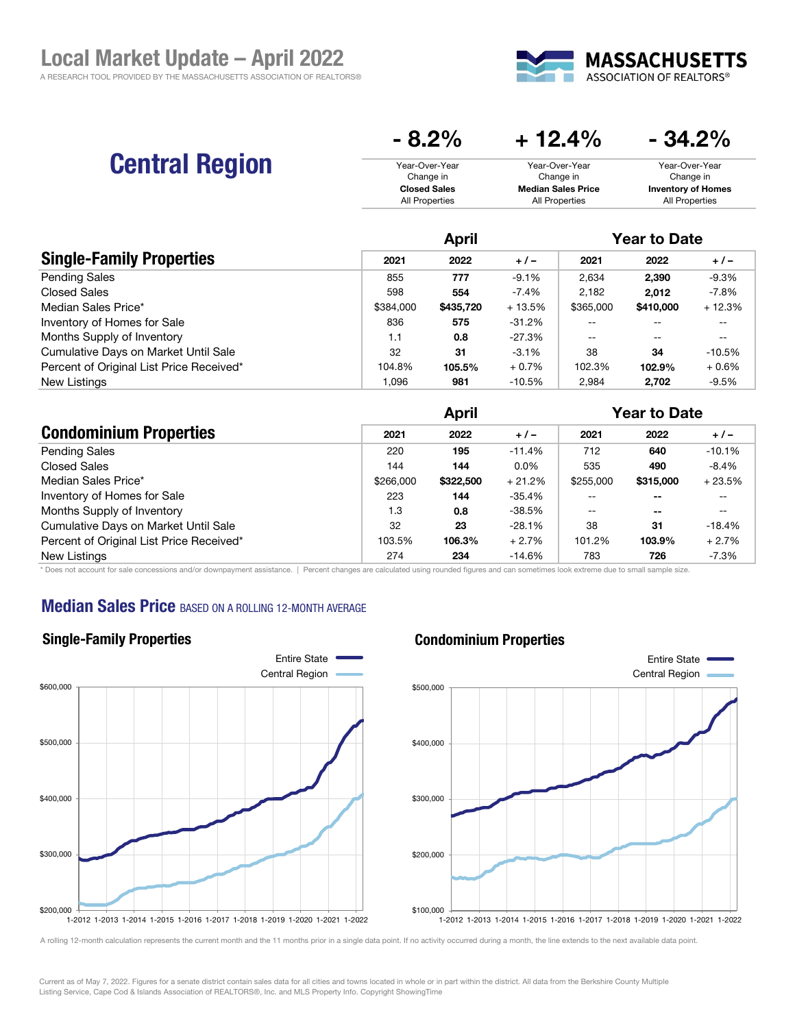# Local Market Update – April 2022

A RESEARCH TOOL PROVIDED BY THE MASSACHUSETTS ASSOCIATION OF REALTORS®

MASSACHUSETTS ASSOCIATION OF REALTORS®

## Central Region

| - 8.2% | + 12.4% | - 34.2% |
|---|---|---|
| Year-Over-Year Change in **Closed Sales** All Properties | Year-Over-Year Change in **Median Sales Price** All Properties | Year-Over-Year Change in **Inventory of Homes** All Properties |

| Single-Family Properties | April | | | Year to Date | | |
|---|---|---|---|---|---|---|
| | 2021 | 2022 | + / – | 2021 | 2022 | + / – |
| Pending Sales | 855 | **777** | -9.1% | 2,634 | **2,390** | -9.3% |
| Closed Sales | 598 | **554** | -7.4% | 2,182 | **2,012** | -7.8% |
| Median Sales Price* | $384,000 | **$435,720** | + 13.5% | $365,000 | **$410,000** | + 12.3% |
| Inventory of Homes for Sale | 836 | **575** | -31.2% | -- | -- | -- |
| Months Supply of Inventory | 1.1 | **0.8** | -27.3% | -- | -- | -- |
| Cumulative Days on Market Until Sale | 32 | **31** | -3.1% | 38 | **34** | -10.5% |
| Percent of Original List Price Received* | 104.8% | **105.5%** | + 0.7% | 102.3% | **102.9%** | + 0.6% |
| New Listings | 1,096 | **981** | -10.5% | 2,984 | **2,702** | -9.5% |

| Condominium Properties | April | | | Year to Date | | |
|---|---|---|---|---|---|---|
| | 2021 | 2022 | + / – | 2021 | 2022 | + / – |
| Pending Sales | 220 | **195** | -11.4% | 712 | **640** | -10.1% |
| Closed Sales | 144 | **144** | 0.0% | 535 | **490** | -8.4% |
| Median Sales Price* | $266,000 | **$322,500** | + 21.2% | $255,000 | **$315,000** | + 23.5% |
| Inventory of Homes for Sale | 223 | **144** | -35.4% | -- | **--** | -- |
| Months Supply of Inventory | 1.3 | **0.8** | -38.5% | -- | **--** | -- |
| Cumulative Days on Market Until Sale | 32 | **23** | -28.1% | 38 | **31** | -18.4% |
| Percent of Original List Price Received* | 103.5% | **106.3%** | + 2.7% | 101.2% | **103.9%** | + 2.7% |
| New Listings | 274 | **234** | -14.6% | 783 | **726** | -7.3% |

\* Does not account for sale concessions and/or downpayment assistance. | Percent changes are calculated using rounded figures and can sometimes look extreme due to small sample size.

## Median Sales Price BASED ON A ROLLING 12-MONTH AVERAGE

### Single-Family Properties

Entire State / Central Region

### Condominium Properties

Entire State / Central Region

A rolling 12-month calculation represents the current month and the 11 months prior in a single data point. If no activity occurred during a month, the line extends to the next available data point.

Current as of May 7, 2022. Figures for a senate district contain sales data for all cities and towns located in whole or in part within the district. All data from the Berkshire County Multiple Listing Service, Cape Cod & Islands Association of REALTORS®, Inc. and MLS Property Info. Copyright ShowingTime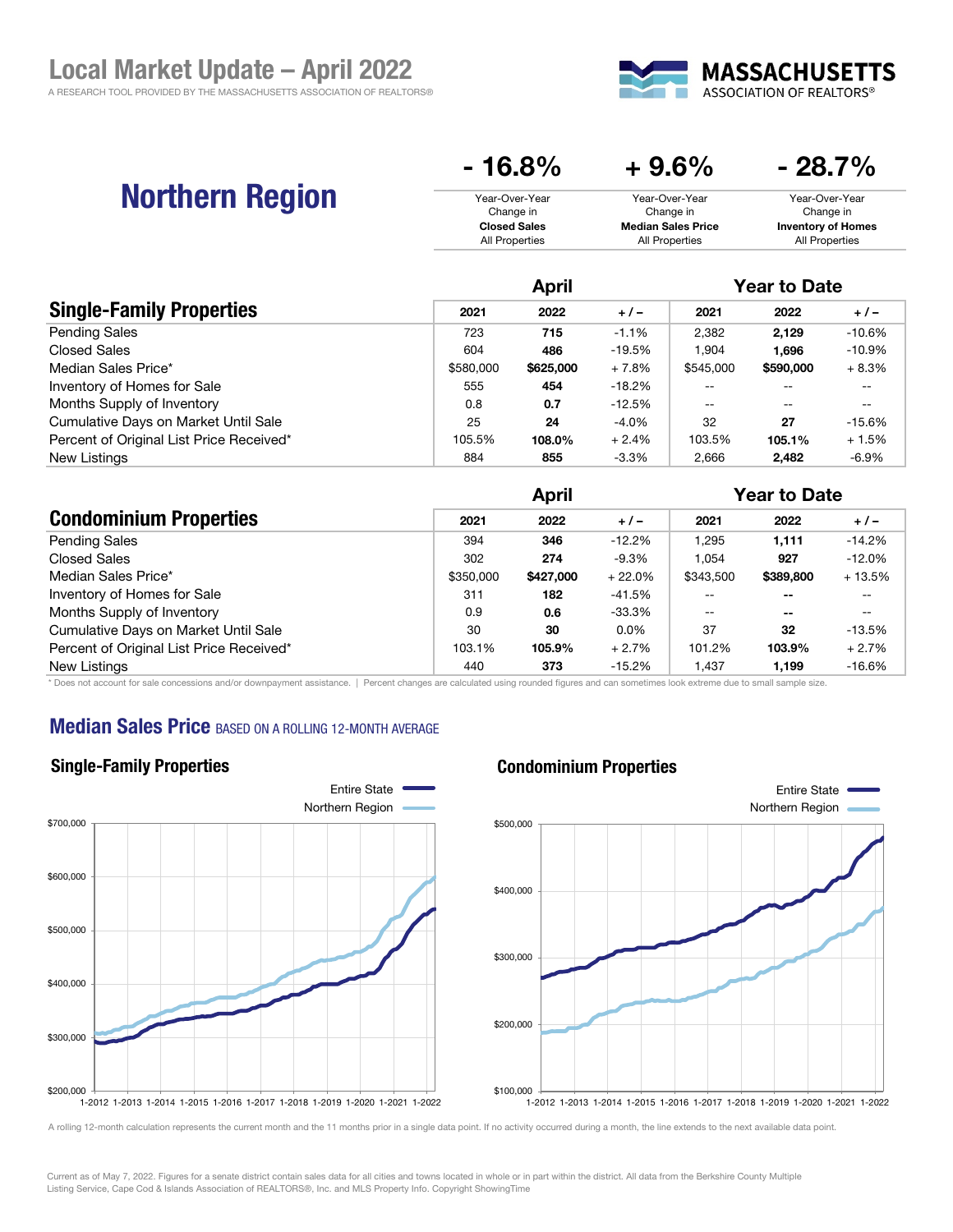# Local Market Update – April 2022

A RESEARCH TOOL PROVIDED BY THE MASSACHUSETTS ASSOCIATION OF REALTORS®

MASSACHUSETTS ASSOCIATION OF REALTORS®

## Northern Region

| - 16.8% | + 9.6% | - 28.7% |
|---|---|---|
| Year-Over-Year Change in **Closed Sales** All Properties | Year-Over-Year Change in **Median Sales Price** All Properties | Year-Over-Year Change in **Inventory of Homes** All Properties |

| Single-Family Properties | April | | | Year to Date | | |
|---|---|---|---|---|---|---|
| | 2021 | 2022 | + / – | 2021 | 2022 | + / – |
| Pending Sales | 723 | **715** | -1.1% | 2,382 | **2,129** | -10.6% |
| Closed Sales | 604 | **486** | -19.5% | 1,904 | **1,696** | -10.9% |
| Median Sales Price* | $580,000 | **$625,000** | + 7.8% | $545,000 | **$590,000** | + 8.3% |
| Inventory of Homes for Sale | 555 | **454** | -18.2% | -- | -- | -- |
| Months Supply of Inventory | 0.8 | **0.7** | -12.5% | -- | -- | -- |
| Cumulative Days on Market Until Sale | 25 | **24** | -4.0% | 32 | **27** | -15.6% |
| Percent of Original List Price Received* | 105.5% | **108.0%** | + 2.4% | 103.5% | **105.1%** | + 1.5% |
| New Listings | 884 | **855** | -3.3% | 2,666 | **2,482** | -6.9% |

| Condominium Properties | April | | | Year to Date | | |
|---|---|---|---|---|---|---|
| | 2021 | 2022 | + / – | 2021 | 2022 | + / – |
| Pending Sales | 394 | **346** | -12.2% | 1,295 | **1,111** | -14.2% |
| Closed Sales | 302 | **274** | -9.3% | 1,054 | **927** | -12.0% |
| Median Sales Price* | $350,000 | **$427,000** | + 22.0% | $343,500 | **$389,800** | + 13.5% |
| Inventory of Homes for Sale | 311 | **182** | -41.5% | -- | -- | -- |
| Months Supply of Inventory | 0.9 | **0.6** | -33.3% | -- | -- | -- |
| Cumulative Days on Market Until Sale | 30 | **30** | 0.0% | 37 | **32** | -13.5% |
| Percent of Original List Price Received* | 103.1% | **105.9%** | + 2.7% | 101.2% | **103.9%** | + 2.7% |
| New Listings | 440 | **373** | -15.2% | 1,437 | **1,199** | -16.6% |

\* Does not account for sale concessions and/or downpayment assistance. | Percent changes are calculated using rounded figures and can sometimes look extreme due to small sample size.

## Median Sales Price BASED ON A ROLLING 12-MONTH AVERAGE

### Single-Family Properties

### Condominium Properties

A rolling 12-month calculation represents the current month and the 11 months prior in a single data point. If no activity occurred during a month, the line extends to the next available data point.

Current as of May 7, 2022. Figures for a senate district contain sales data for all cities and towns located in whole or in part within the district. All data from the Berkshire County Multiple Listing Service, Cape Cod & Islands Association of REALTORS®, Inc. and MLS Property Info. Copyright ShowingTime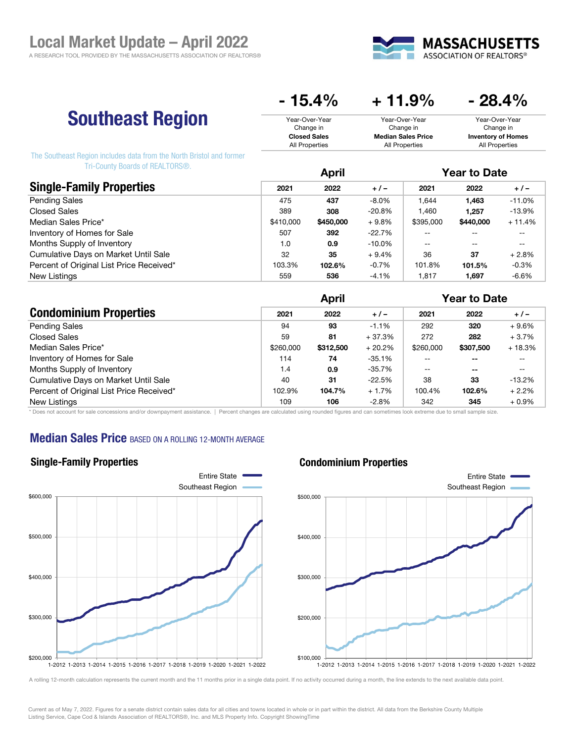# Local Market Update – April 2022

A RESEARCH TOOL PROVIDED BY THE MASSACHUSETTS ASSOCIATION OF REALTORS®

MASSACHUSETTS ASSOCIATION OF REALTORS®

## Southeast Region

The Southeast Region includes data from the North Bristol and former Tri-County Boards of REALTORS®.

| - 15.4% | + 11.9% | - 28.4% |
|---|---|---|
| Year-Over-Year Change in **Closed Sales** All Properties | Year-Over-Year Change in **Median Sales Price** All Properties | Year-Over-Year Change in **Inventory of Homes** All Properties |

| Single-Family Properties | April | | | Year to Date | | |
|---|---|---|---|---|---|---|
| | 2021 | 2022 | + / – | 2021 | 2022 | + / – |
| Pending Sales | 475 | **437** | -8.0% | 1,644 | **1,463** | -11.0% |
| Closed Sales | 389 | **308** | -20.8% | 1,460 | **1,257** | -13.9% |
| Median Sales Price* | $410,000 | **$450,000** | + 9.8% | $395,000 | **$440,000** | + 11.4% |
| Inventory of Homes for Sale | 507 | **392** | -22.7% | -- | -- | -- |
| Months Supply of Inventory | 1.0 | **0.9** | -10.0% | -- | -- | -- |
| Cumulative Days on Market Until Sale | 32 | **35** | + 9.4% | 36 | **37** | + 2.8% |
| Percent of Original List Price Received* | 103.3% | **102.6%** | -0.7% | 101.8% | **101.5%** | -0.3% |
| New Listings | 559 | **536** | -4.1% | 1,817 | **1,697** | -6.6% |

| Condominium Properties | April | | | Year to Date | | |
|---|---|---|---|---|---|---|
| | 2021 | 2022 | + / – | 2021 | 2022 | + / – |
| Pending Sales | 94 | **93** | -1.1% | 292 | **320** | + 9.6% |
| Closed Sales | 59 | **81** | + 37.3% | 272 | **282** | + 3.7% |
| Median Sales Price* | $260,000 | **$312,500** | + 20.2% | $260,000 | **$307,500** | + 18.3% |
| Inventory of Homes for Sale | 114 | **74** | -35.1% | -- | **--** | -- |
| Months Supply of Inventory | 1.4 | **0.9** | -35.7% | -- | **--** | -- |
| Cumulative Days on Market Until Sale | 40 | **31** | -22.5% | 38 | **33** | -13.2% |
| Percent of Original List Price Received* | 102.9% | **104.7%** | + 1.7% | 100.4% | **102.6%** | + 2.2% |
| New Listings | 109 | **106** | -2.8% | 342 | **345** | + 0.9% |

\* Does not account for sale concessions and/or downpayment assistance. | Percent changes are calculated using rounded figures and can sometimes look extreme due to small sample size.

## Median Sales Price BASED ON A ROLLING 12-MONTH AVERAGE

### Single-Family Properties

Entire State / Southeast Region

### Condominium Properties

Entire State / Southeast Region

A rolling 12-month calculation represents the current month and the 11 months prior in a single data point. If no activity occurred during a month, the line extends to the next available data point.

Current as of May 7, 2022. Figures for a senate district contain sales data for all cities and towns located in whole or in part within the district. All data from the Berkshire County Multiple Listing Service, Cape Cod & Islands Association of REALTORS®, Inc. and MLS Property Info. Copyright ShowingTime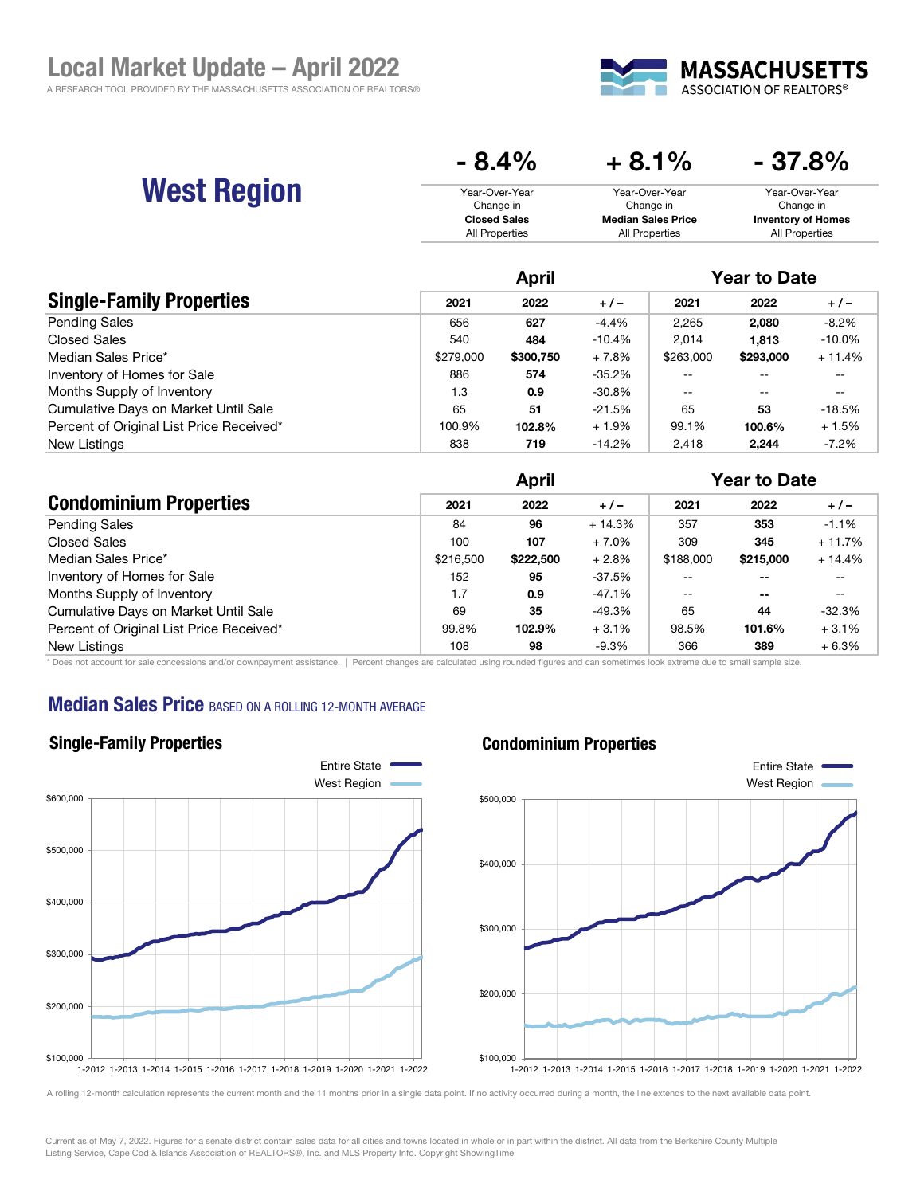# Local Market Update – April 2022

A RESEARCH TOOL PROVIDED BY THE MASSACHUSETTS ASSOCIATION OF REALTORS®

MASSACHUSETTS ASSOCIATION OF REALTORS®

## West Region

| - 8.4% | + 8.1% | - 37.8% |
|---|---|---|
| Year-Over-Year Change in **Closed Sales** All Properties | Year-Over-Year Change in **Median Sales Price** All Properties | Year-Over-Year Change in **Inventory of Homes** All Properties |

| Single-Family Properties | April | | | Year to Date | | |
|---|---|---|---|---|---|---|
| | 2021 | 2022 | + / – | 2021 | 2022 | + / – |
| Pending Sales | 656 | **627** | -4.4% | 2,265 | **2,080** | -8.2% |
| Closed Sales | 540 | **484** | -10.4% | 2,014 | **1,813** | -10.0% |
| Median Sales Price* | $279,000 | **$300,750** | + 7.8% | $263,000 | **$293,000** | + 11.4% |
| Inventory of Homes for Sale | 886 | **574** | -35.2% | -- | -- | -- |
| Months Supply of Inventory | 1.3 | **0.9** | -30.8% | -- | -- | -- |
| Cumulative Days on Market Until Sale | 65 | **51** | -21.5% | 65 | **53** | -18.5% |
| Percent of Original List Price Received* | 100.9% | **102.8%** | + 1.9% | 99.1% | **100.6%** | + 1.5% |
| New Listings | 838 | **719** | -14.2% | 2,418 | **2,244** | -7.2% |

| Condominium Properties | April | | | Year to Date | | |
|---|---|---|---|---|---|---|
| | 2021 | 2022 | + / – | 2021 | 2022 | + / – |
| Pending Sales | 84 | **96** | + 14.3% | 357 | **353** | -1.1% |
| Closed Sales | 100 | **107** | + 7.0% | 309 | **345** | + 11.7% |
| Median Sales Price* | $216,500 | **$222,500** | + 2.8% | $188,000 | **$215,000** | + 14.4% |
| Inventory of Homes for Sale | 152 | **95** | -37.5% | -- | **--** | -- |
| Months Supply of Inventory | 1.7 | **0.9** | -47.1% | -- | **--** | -- |
| Cumulative Days on Market Until Sale | 69 | **35** | -49.3% | 65 | **44** | -32.3% |
| Percent of Original List Price Received* | 99.8% | **102.9%** | + 3.1% | 98.5% | **101.6%** | + 3.1% |
| New Listings | 108 | **98** | -9.3% | 366 | **389** | + 6.3% |

\* Does not account for sale concessions and/or downpayment assistance. | Percent changes are calculated using rounded figures and can sometimes look extreme due to small sample size.

## Median Sales Price BASED ON A ROLLING 12-MONTH AVERAGE

### Single-Family Properties

Entire State
West Region

$600,000
$500,000
$400,000
$300,000
$200,000
$100,000

1-2012 1-2013 1-2014 1-2015 1-2016 1-2017 1-2018 1-2019 1-2020 1-2021 1-2022

### Condominium Properties

Entire State
West Region

$500,000
$400,000
$300,000
$200,000
$100,000

1-2012 1-2013 1-2014 1-2015 1-2016 1-2017 1-2018 1-2019 1-2020 1-2021 1-2022

A rolling 12-month calculation represents the current month and the 11 months prior in a single data point. If no activity occurred during a month, the line extends to the next available data point.

Current as of May 7, 2022. Figures for a senate district contain sales data for all cities and towns located in whole or in part within the district. All data from the Berkshire County Multiple Listing Service, Cape Cod & Islands Association of REALTORS®, Inc. and MLS Property Info. Copyright ShowingTime